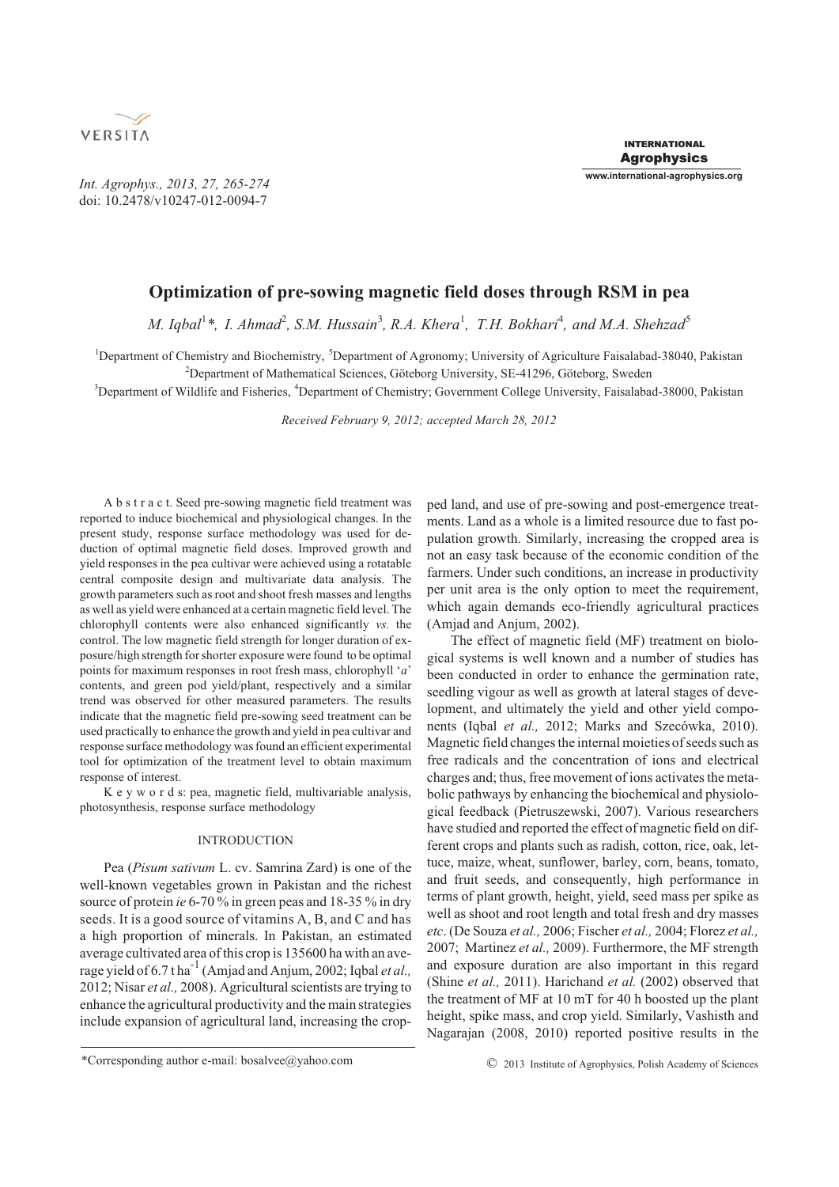# Optimization of pre-sowing magnetic field doses through RSM in pea

*M. Iqbal*[1]*, *I. Ahmad*[2], *S.M. Hussain*[3], *R.A. Khera*[1], *T.H. Bokhari*[4], *and M.A. Shehzad*[5]

[1]Department of Chemistry and Biochemistry, [5]Department of Agronomy; University of Agriculture Faisalabad-38040, Pakistan
[2]Department of Mathematical Sciences, Göteborg University, SE-41296, Göteborg, Sweden
[3]Department of Wildlife and Fisheries, [4]Department of Chemistry; Government College University, Faisalabad-38000, Pakistan

*Received February 9, 2012; accepted March 28, 2012*

A b s t r a c t. Seed pre-sowing magnetic field treatment was reported to induce biochemical and physiological changes. In the present study, response surface methodology was used for deduction of optimal magnetic field doses. Improved growth and yield responses in the pea cultivar were achieved using a rotatable central composite design and multivariate data analysis. The growth parameters such as root and shoot fresh masses and lengths as well as yield were enhanced at a certain magnetic field level. The chlorophyll contents were also enhanced significantly *vs.* the control. The low magnetic field strength for longer duration of exposure/high strength for shorter exposure were found to be optimal points for maximum responses in root fresh mass, chlorophyll '*a*' contents, and green pod yield/plant, respectively and a similar trend was observed for other measured parameters. The results indicate that the magnetic field pre-sowing seed treatment can be used practically to enhance the growth and yield in pea cultivar and response surface methodology was found an efficient experimental tool for optimization of the treatment level to obtain maximum response of interest.

K e y w o r d s: pea, magnetic field, multivariable analysis, photosynthesis, response surface methodology

## INTRODUCTION

Pea (*Pisum sativum* L. cv. Samrina Zard) is one of the well-known vegetables grown in Pakistan and the richest source of protein *ie* 6-70 % in green peas and 18-35 % in dry seeds. It is a good source of vitamins A, B, and C and has a high proportion of minerals. In Pakistan, an estimated average cultivated area of this crop is 135600 ha with an average yield of 6.7 t $ha^{-1}$ (Amjad and Anjum, 2002; Iqbal *et al.,* 2012; Nisar *et al.,* 2008). Agricultural scientists are trying to enhance the agricultural productivity and the main strategies include expansion of agricultural land, increasing the cropped land, and use of pre-sowing and post-emergence treatments. Land as a whole is a limited resource due to fast population growth. Similarly, increasing the cropped area is not an easy task because of the economic condition of the farmers. Under such conditions, an increase in productivity per unit area is the only option to meet the requirement, which again demands eco-friendly agricultural practices (Amjad and Anjum, 2002).

The effect of magnetic field (MF) treatment on biological systems is well known and a number of studies has been conducted in order to enhance the germination rate, seedling vigour as well as growth at lateral stages of development, and ultimately the yield and other yield components (Iqbal *et al.,* 2012; Marks and Szecówka, 2010). Magnetic field changes the internal moieties of seeds such as free radicals and the concentration of ions and electrical charges and; thus, free movement of ions activates the metabolic pathways by enhancing the biochemical and physiological feedback (Pietruszewski, 2007). Various researchers have studied and reported the effect of magnetic field on different crops and plants such as radish, cotton, rice, oak, lettuce, maize, wheat, sunflower, barley, corn, beans, tomato, and fruit seeds, and consequently, high performance in terms of plant growth, height, yield, seed mass per spike as well as shoot and root length and total fresh and dry masses *etc*. (De Souza *et al.,* 2006; Fischer *et al.,* 2004; Florez *et al.,* 2007; Martinez *et al.,* 2009). Furthermore, the MF strength and exposure duration are also important in this regard (Shine *et al.,* 2011). Harichand *et al.* (2002) observed that the treatment of MF at 10 mT for 40 h boosted up the plant height, spike mass, and crop yield. Similarly, Vashisth and Nagarajan (2008, 2010) reported positive results in the

*Corresponding author e-mail: bosalvee@yahoo.com

© 2013 Institute of Agrophysics, Polish Academy of Sciences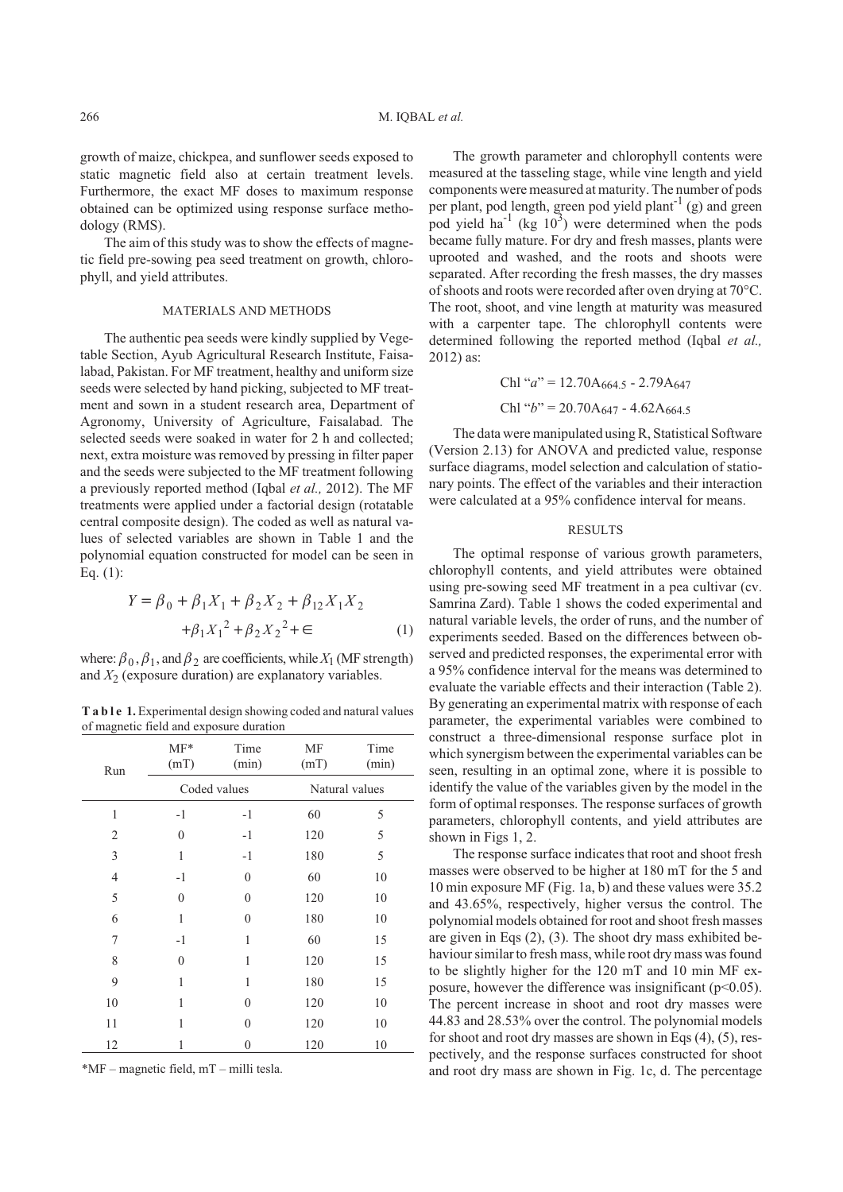growth of maize, chickpea, and sunflower seeds exposed to static magnetic field also at certain treatment levels. Furthermore, the exact MF doses to maximum response obtained can be optimized using response surface methodology (RMS).

The aim of this study was to show the effects of magnetic field pre-sowing pea seed treatment on growth, chlorophyll, and yield attributes.

## MATERIALS AND METHODS

The authentic pea seeds were kindly supplied by Vegetable Section, Ayub Agricultural Research Institute, Faisalabad, Pakistan. For MF treatment, healthy and uniform size seeds were selected by hand picking, subjected to MF treatment and sown in a student research area, Department of Agronomy, University of Agriculture, Faisalabad. The selected seeds were soaked in water for 2 h and collected; next, extra moisture was removed by pressing in filter paper and the seeds were subjected to the MF treatment following a previously reported method (Iqbal *et al.,* 2012). The MF treatments were applied under a factorial design (rotatable central composite design). The coded as well as natural values of selected variables are shown in Table 1 and the polynomial equation constructed for model can be seen in Eq. (1):

$$Y = \beta_0 + \beta_1 X_1 + \beta_2 X_2 + \beta_{12} X_1 X_2 + \beta_1 X_1{}^2 + \beta_2 X_2{}^2 + \in \quad (1)$$

where: $\beta_0$, $\beta_1$, and $\beta_2$ are coefficients, while $X_1$ (MF strength) and $X_2$ (exposure duration) are explanatory variables.

**Table 1.** Experimental design showing coded and natural values of magnetic field and exposure duration

| Run | MF* (mT) | Time (min) | MF (mT) | Time (min) |
|---|---|---|---|---|
| | Coded values | | Natural values | |
| 1 | -1 | -1 | 60 | 5 |
| 2 | 0 | -1 | 120 | 5 |
| 3 | 1 | -1 | 180 | 5 |
| 4 | -1 | 0 | 60 | 10 |
| 5 | 0 | 0 | 120 | 10 |
| 6 | 1 | 0 | 180 | 10 |
| 7 | -1 | 1 | 60 | 15 |
| 8 | 0 | 1 | 120 | 15 |
| 9 | 1 | 1 | 180 | 15 |
| 10 | 1 | 0 | 120 | 10 |
| 11 | 1 | 0 | 120 | 10 |
| 12 | 1 | 0 | 120 | 10 |

*MF – magnetic field, mT – milli tesla.

The growth parameter and chlorophyll contents were measured at the tasseling stage, while vine length and yield components were measured at maturity. The number of pods per plant, pod length, green pod yield plant$^{-1}$ (g) and green pod yield ha$^{-1}$ (kg $10^3$) were determined when the pods became fully mature. For dry and fresh masses, plants were uprooted and washed, and the roots and shoots were separated. After recording the fresh masses, the dry masses of shoots and roots were recorded after oven drying at 70°C. The root, shoot, and vine length at maturity was measured with a carpenter tape. The chlorophyll contents were determined following the reported method (Iqbal *et al.,* 2012) as:

$$\text{Chl "}a\text{"} = 12.70\text{A}_{664.5} - 2.79\text{A}_{647}$$

$$\text{Chl "}b\text{"} = 20.70\text{A}_{647} - 4.62\text{A}_{664.5}$$

The data were manipulated using R, Statistical Software (Version 2.13) for ANOVA and predicted value, response surface diagrams, model selection and calculation of stationary points. The effect of the variables and their interaction were calculated at a 95% confidence interval for means.

## RESULTS

The optimal response of various growth parameters, chlorophyll contents, and yield attributes were obtained using pre-sowing seed MF treatment in a pea cultivar (cv. Samrina Zard). Table 1 shows the coded experimental and natural variable levels, the order of runs, and the number of experiments seeded. Based on the differences between observed and predicted responses, the experimental error with a 95% confidence interval for the means was determined to evaluate the variable effects and their interaction (Table 2). By generating an experimental matrix with response of each parameter, the experimental variables were combined to construct a three-dimensional response surface plot in which synergism between the experimental variables can be seen, resulting in an optimal zone, where it is possible to identify the value of the variables given by the model in the form of optimal responses. The response surfaces of growth parameters, chlorophyll contents, and yield attributes are shown in Figs 1, 2.

The response surface indicates that root and shoot fresh masses were observed to be higher at 180 mT for the 5 and 10 min exposure MF (Fig. 1a, b) and these values were 35.2 and 43.65%, respectively, higher versus the control. The polynomial models obtained for root and shoot fresh masses are given in Eqs (2), (3). The shoot dry mass exhibited behaviour similar to fresh mass, while root dry mass was found to be slightly higher for the 120 mT and 10 min MF exposure, however the difference was insignificant ($p<0.05$). The percent increase in shoot and root dry masses were 44.83 and 28.53% over the control. The polynomial models for shoot and root dry masses are shown in Eqs (4), (5), respectively, and the response surfaces constructed for shoot and root dry mass are shown in Fig. 1c, d. The percentage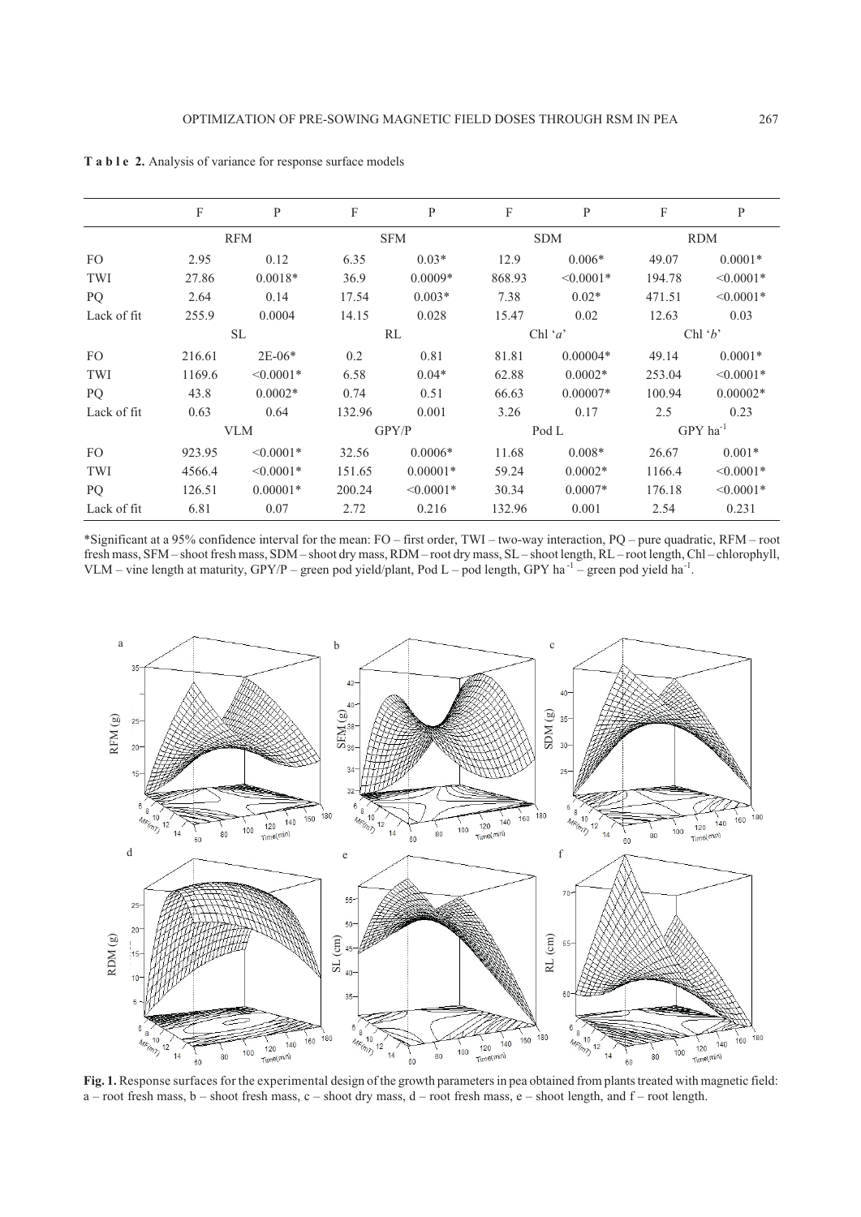**T a b l e 2.** Analysis of variance for response surface models

| | F | P | F | P | F | P | F | P |
|---|---|---|---|---|---|---|---|---|
| | RFM | | SFM | | SDM | | RDM | |
| FO | 2.95 | 0.12 | 6.35 | 0.03* | 12.9 | 0.006* | 49.07 | 0.0001* |
| TWI | 27.86 | 0.0018* | 36.9 | 0.0009* | 868.93 | <0.0001* | 194.78 | <0.0001* |
| PQ | 2.64 | 0.14 | 17.54 | 0.003* | 7.38 | 0.02* | 471.51 | <0.0001* |
| Lack of fit | 255.9 | 0.0004 | 14.15 | 0.028 | 15.47 | 0.02 | 12.63 | 0.03 |
| | SL | | RL | | Chl '*a*' | | Chl '*b*' | |
| FO | 216.61 | 2E-06* | 0.2 | 0.81 | 81.81 | 0.00004* | 49.14 | 0.0001* |
| TWI | 1169.6 | <0.0001* | 6.58 | 0.04* | 62.88 | 0.0002* | 253.04 | <0.0001* |
| PQ | 43.8 | 0.0002* | 0.74 | 0.51 | 66.63 | 0.00007* | 100.94 | 0.00002* |
| Lack of fit | 0.63 | 0.64 | 132.96 | 0.001 | 3.26 | 0.17 | 2.5 | 0.23 |
| | VLM | | GPY/P | | Pod L | | GPY ha$^{-1}$ | |
| FO | 923.95 | <0.0001* | 32.56 | 0.0006* | 11.68 | 0.008* | 26.67 | 0.001* |
| TWI | 4566.4 | <0.0001* | 151.65 | 0.00001* | 59.24 | 0.0002* | 1166.4 | <0.0001* |
| PQ | 126.51 | 0.00001* | 200.24 | <0.0001* | 30.34 | 0.0007* | 176.18 | <0.0001* |
| Lack of fit | 6.81 | 0.07 | 2.72 | 0.216 | 132.96 | 0.001 | 2.54 | 0.231 |

*Significant at a 95% confidence interval for the mean: FO – first order, TWI – two-way interaction, PQ – pure quadratic, RFM – root fresh mass, SFM – shoot fresh mass, SDM – shoot dry mass, RDM – root dry mass, SL – shoot length, RL – root length, Chl – chlorophyll, VLM – vine length at maturity, GPY/P – green pod yield/plant, Pod L – pod length, GPY ha$^{-1}$ – green pod yield ha$^{-1}$.

**Fig. 1.** Response surfaces for the experimental design of the growth parameters in pea obtained from plants treated with magnetic field: a – root fresh mass, b – shoot fresh mass, c – shoot dry mass, d – root fresh mass, e – shoot length, and f – root length.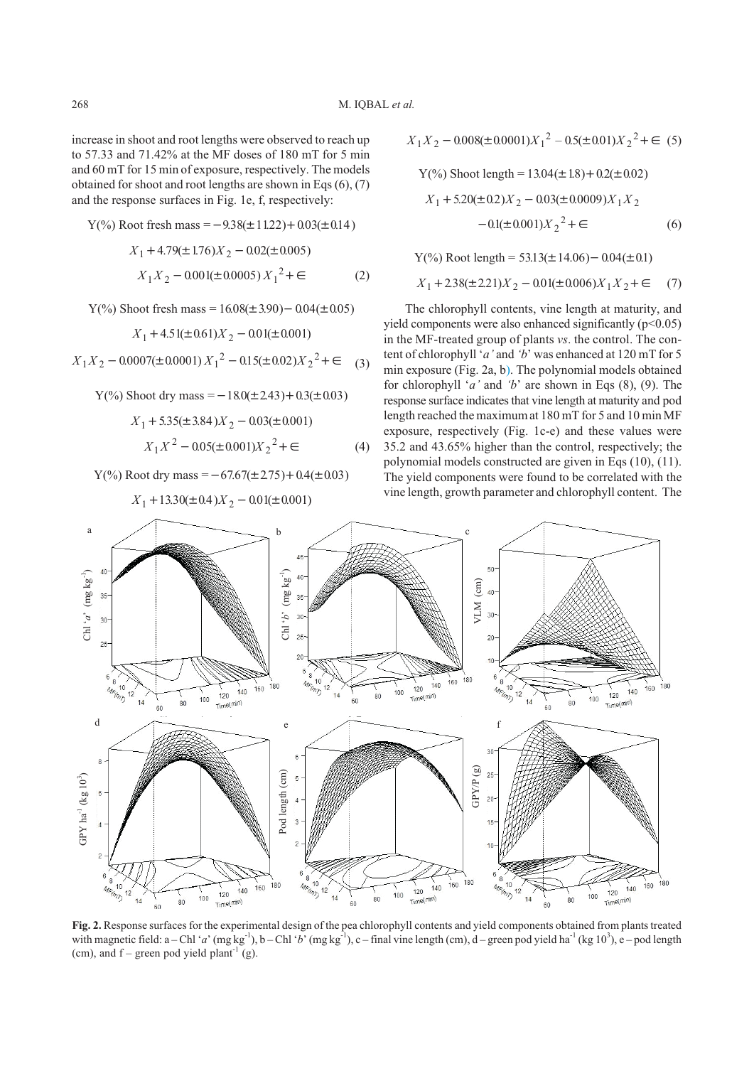increase in shoot and root lengths were observed to reach up to 57.33 and 71.42% at the MF doses of 180 mT for 5 min and 60 mT for 15 min of exposure, respectively. The models obtained for shoot and root lengths are shown in Eqs (6), (7) and the response surfaces in Fig. 1e, f, respectively:

$$\text{Y(\%) Root fresh mass} = -9.38(\pm 11.22) + 0.03(\pm 0.14) X_1 + 4.79(\pm 1.76) X_2 - 0.02(\pm 0.005) X_1 X_2 - 0.001(\pm 0.0005) X_1^2 + \in \quad (2)$$

$$\text{Y(\%) Shoot fresh mass} = 16.08(\pm 3.90) - 0.04(\pm 0.05) X_1 + 4.51(\pm 0.61) X_2 - 0.01(\pm 0.001) X_1 X_2 - 0.0007(\pm 0.0001) X_1^2 - 0.15(\pm 0.02) X_2^2 + \in \quad (3)$$

$$\text{Y(\%) Shoot dry mass} = -18.0(\pm 2.43) + 0.3(\pm 0.03) X_1 + 5.35(\pm 3.84) X_2 - 0.03(\pm 0.001) X_1 X^2 - 0.05(\pm 0.001) X_2^2 + \in \quad (4)$$

$$\text{Y(\%) Root dry mass} = -67.67(\pm 2.75) + 0.4(\pm 0.03) X_1 + 13.30(\pm 0.4) X_2 - 0.01(\pm 0.001) X_1 X_2 - 0.008(\pm 0.0001) X_1^2 - 0.5(\pm 0.01) X_2^2 + \in \quad (5)$$

$$\text{Y(\%) Shoot length} = 13.04(\pm 1.8) + 0.2(\pm 0.02) X_1 + 5.20(\pm 0.2) X_2 - 0.03(\pm 0.0009) X_1 X_2 - 0.1(\pm 0.001) X_2^2 + \in \quad (6)$$

$$\text{Y(\%) Root length} = 53.13(\pm 14.06) - 0.04(\pm 0.1) X_1 + 2.38(\pm 2.21) X_2 - 0.01(\pm 0.006) X_1 X_2 + \in \quad (7)$$

The chlorophyll contents, vine length at maturity, and yield components were also enhanced significantly ($p<0.05$) in the MF-treated group of plants *vs*. the control. The content of chlorophyll '*a*' and '*b*' was enhanced at 120 mT for 5 min exposure (Fig. 2a, b). The polynomial models obtained for chlorophyll '*a*' and '*b*' are shown in Eqs (8), (9). The response surface indicates that vine length at maturity and pod length reached the maximum at 180 mT for 5 and 10 min MF exposure, respectively (Fig. 1c-e) and these values were 35.2 and 43.65% higher than the control, respectively; the polynomial models constructed are given in Eqs (10), (11). The yield components were found to be correlated with the vine length, growth parameter and chlorophyll content. The

**Fig. 2.** Response surfaces for the experimental design of the pea chlorophyll contents and yield components obtained from plants treated with magnetic field: a – Chl '*a*' (mg kg$^{-1}$), b – Chl '*b*' (mg kg$^{-1}$), c – final vine length (cm), d – green pod yield ha$^{-1}$ (kg $10^3$), e – pod length (cm), and f – green pod yield plant$^{-1}$ (g).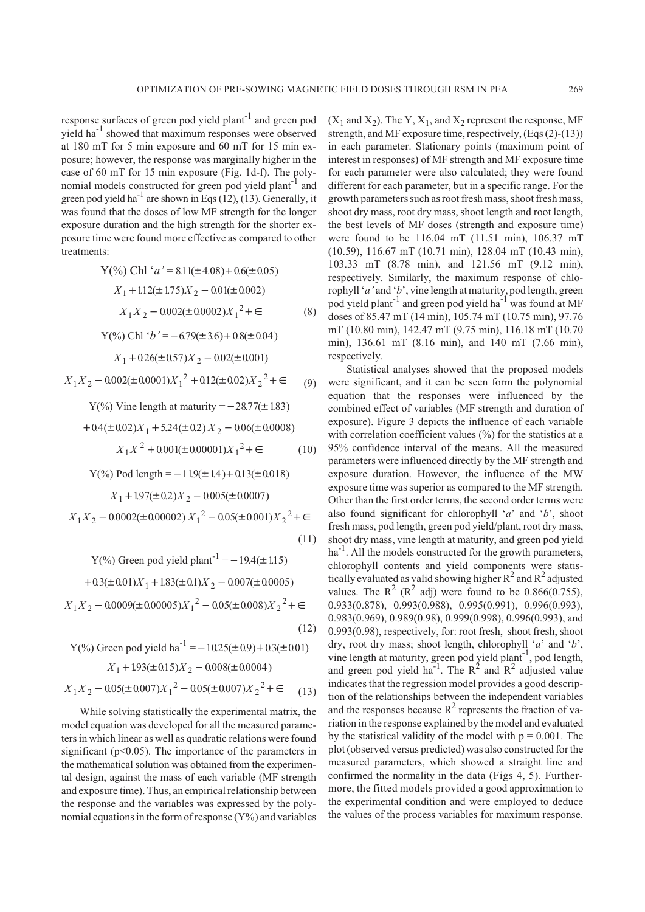response surfaces of green pod yield plant$^{-1}$ and green pod yield ha$^{-1}$ showed that maximum responses were observed at 180 mT for 5 min exposure and 60 mT for 15 min exposure; however, the response was marginally higher in the case of 60 mT for 15 min exposure (Fig. 1d-f). The polynomial models constructed for green pod yield plant$^{-1}$ and green pod yield ha$^{-1}$ are shown in Eqs (12), (13). Generally, it was found that the doses of low MF strength for the longer exposure duration and the high strength for the shorter exposure time were found more effective as compared to other treatments:

$$\text{Y(\%) Chl '}a\text{'} = 8.11(\pm 4.08) + 0.6(\pm 0.05) X_1 + 1.12(\pm 1.75) X_2 - 0.01(\pm 0.002) X_1 X_2 - 0.002(\pm 0.0002) X_1^2 + \in \tag{8}$$

$$\text{Y(\%) Chl '}b\text{'} = -6.79(\pm 3.6) + 0.8(\pm 0.04) X_1 + 0.26(\pm 0.57) X_2 - 0.02(\pm 0.001) X_1 X_2 - 0.002(\pm 0.0001) X_1^2 + 0.12(\pm 0.02) X_2^2 + \in \tag{9}$$

$$\text{Y(\%) Vine length at maturity} = -28.77(\pm 1.83) + 0.4(\pm 0.02) X_1 + 5.24(\pm 0.2) X_2 - 0.06(\pm 0.0008) X_1 X^2 + 0.001(\pm 0.00001) X_1^2 + \in \tag{10}$$

$$\text{Y(\%) Pod length} = -11.9(\pm 1.4) + 0.13(\pm 0.018) X_1 + 1.97(\pm 0.2) X_2 - 0.005(\pm 0.0007) X_1 X_2 - 0.0002(\pm 0.00002) X_1^2 - 0.05(\pm 0.001) X_2^2 + \in \tag{11}$$

$$\text{Y(\%) Green pod yield plant}^{-1} = -19.4(\pm 1.15) + 0.3(\pm 0.01) X_1 + 1.83(\pm 0.1) X_2 - 0.007(\pm 0.0005) X_1 X_2 - 0.0009(\pm 0.00005) X_1^2 - 0.05(\pm 0.008) X_2^2 + \in \tag{12}$$

$$\text{Y(\%) Green pod yield ha}^{-1} = -10.25(\pm 0.9) + 0.3(\pm 0.01) X_1 + 1.93(\pm 0.15) X_2 - 0.008(\pm 0.0004) X_1 X_2 - 0.05(\pm 0.007) X_1^2 - 0.05(\pm 0.007) X_2^2 + \in \tag{13}$$

While solving statistically the experimental matrix, the model equation was developed for all the measured parameters in which linear as well as quadratic relations were found significant ($p<0.05$). The importance of the parameters in the mathematical solution was obtained from the experimental design, against the mass of each variable (MF strength and exposure time). Thus, an empirical relationship between the response and the variables was expressed by the polynomial equations in the form of response (Y%) and variables ($X_1$ and $X_2$). The Y, $X_1$, and $X_2$ represent the response, MF strength, and MF exposure time, respectively, (Eqs (2)-(13)) in each parameter. Stationary points (maximum point of interest in responses) of MF strength and MF exposure time for each parameter were also calculated; they were found different for each parameter, but in a specific range. For the growth parameters such as root fresh mass, shoot fresh mass, shoot dry mass, root dry mass, shoot length and root length, the best levels of MF doses (strength and exposure time) were found to be 116.04 mT (11.51 min), 106.37 mT (10.59), 116.67 mT (10.71 min), 128.04 mT (10.43 min), 103.33 mT (8.78 min), and 121.56 mT (9.12 min), respectively. Similarly, the maximum response of chlorophyll '*a*' and '*b*', vine length at maturity, pod length, green pod yield plant$^{-1}$ and green pod yield ha$^{-1}$ was found at MF doses of 85.47 mT (14 min), 105.74 mT (10.75 min), 97.76 mT (10.80 min), 142.47 mT (9.75 min), 116.18 mT (10.70 min), 136.61 mT (8.16 min), and 140 mT (7.66 min), respectively.

Statistical analyses showed that the proposed models were significant, and it can be seen form the polynomial equation that the responses were influenced by the combined effect of variables (MF strength and duration of exposure). Figure 3 depicts the influence of each variable with correlation coefficient values (%) for the statistics at a 95% confidence interval of the means. All the measured parameters were influenced directly by the MF strength and exposure duration. However, the influence of the MW exposure time was superior as compared to the MF strength. Other than the first order terms, the second order terms were also found significant for chlorophyll '*a*' and '*b*', shoot fresh mass, pod length, green pod yield/plant, root dry mass, shoot dry mass, vine length at maturity, and green pod yield ha$^{-1}$. All the models constructed for the growth parameters, chlorophyll contents and yield components were statistically evaluated as valid showing higher $R^2$ and $R^2$ adjusted values. The $R^2$ ($R^2$ adj) were found to be 0.866(0.755), 0.933(0.878), 0.993(0.988), 0.995(0.991), 0.996(0.993), 0.983(0.969), 0.989(0.98), 0.999(0.998), 0.996(0.993), and 0.993(0.98), respectively, for: root fresh, shoot fresh, shoot dry, root dry mass; shoot length, chlorophyll '*a*' and '*b*', vine length at maturity, green pod yield plant$^{-1}$, pod length, and green pod yield ha$^{-1}$. The $R^2$ and $R^2$ adjusted value indicates that the regression model provides a good description of the relationships between the independent variables and the responses because $R^2$ represents the fraction of variation in the response explained by the model and evaluated by the statistical validity of the model with $p = 0.001$. The plot (observed versus predicted) was also constructed for the measured parameters, which showed a straight line and confirmed the normality in the data (Figs 4, 5). Furthermore, the fitted models provided a good approximation to the experimental condition and were employed to deduce the values of the process variables for maximum response.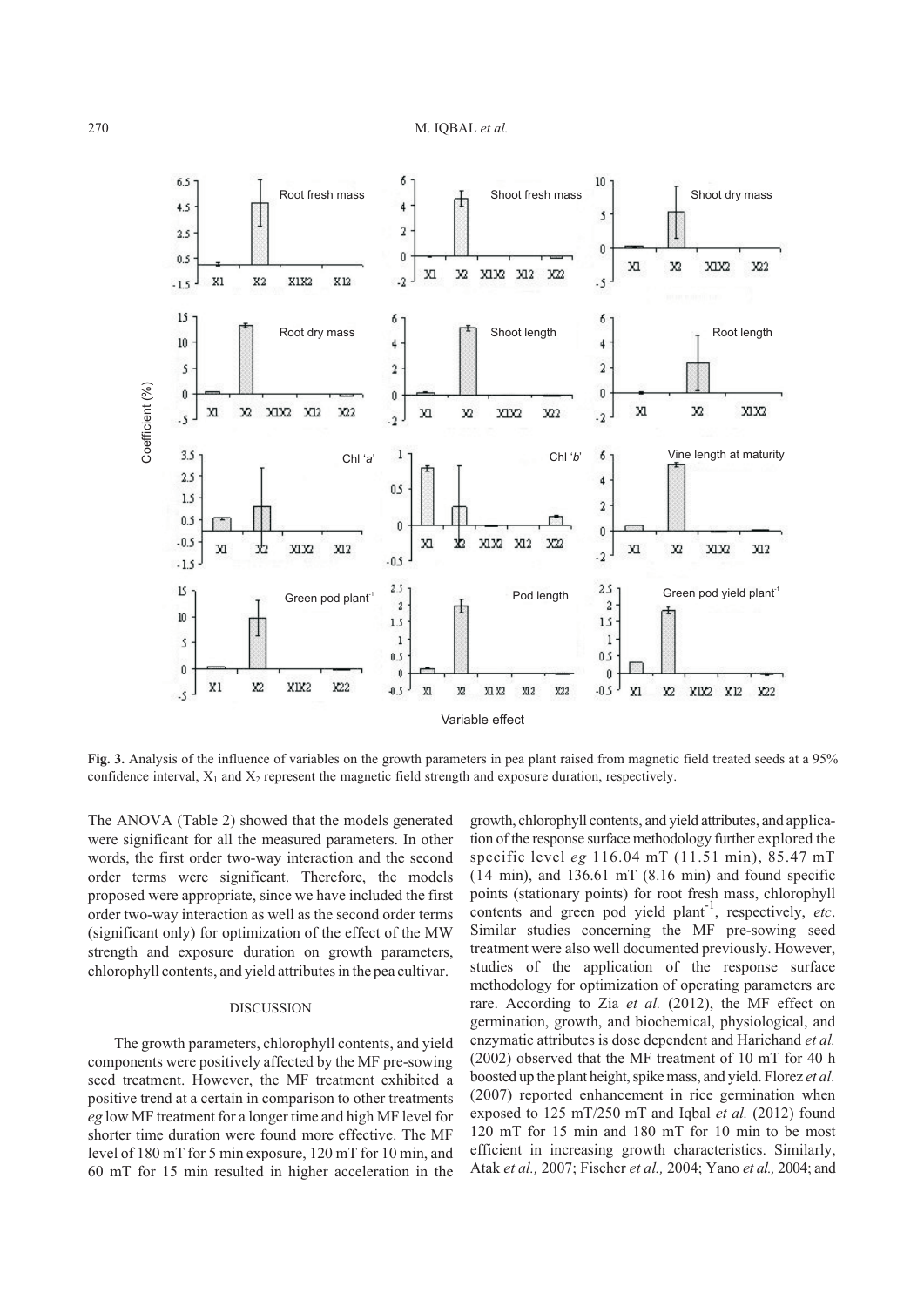**Fig. 3.** Analysis of the influence of variables on the growth parameters in pea plant raised from magnetic field treated seeds at a 95% confidence interval, $X_1$ and $X_2$ represent the magnetic field strength and exposure duration, respectively.

The ANOVA (Table 2) showed that the models generated were significant for all the measured parameters. In other words, the first order two-way interaction and the second order terms were significant. Therefore, the models proposed were appropriate, since we have included the first order two-way interaction as well as the second order terms (significant only) for optimization of the effect of the MW strength and exposure duration on growth parameters, chlorophyll contents, and yield attributes in the pea cultivar.

## DISCUSSION

The growth parameters, chlorophyll contents, and yield components were positively affected by the MF pre-sowing seed treatment. However, the MF treatment exhibited a positive trend at a certain in comparison to other treatments *eg* low MF treatment for a longer time and high MF level for shorter time duration were found more effective. The MF level of 180 mT for 5 min exposure, 120 mT for 10 min, and 60 mT for 15 min resulted in higher acceleration in the growth, chlorophyll contents, and yield attributes, and application of the response surface methodology further explored the specific level *eg* 116.04 mT (11.51 min), 85.47 mT (14 min), and 136.61 mT (8.16 min) and found specific points (stationary points) for root fresh mass, chlorophyll contents and green pod yield plant$^{-1}$, respectively, *etc*. Similar studies concerning the MF pre-sowing seed treatment were also well documented previously. However, studies of the application of the response surface methodology for optimization of operating parameters are rare. According to Zia *et al.* (2012), the MF effect on germination, growth, and biochemical, physiological, and enzymatic attributes is dose dependent and Harichand *et al.* (2002) observed that the MF treatment of 10 mT for 40 h boosted up the plant height, spike mass, and yield. Florez *et al.* (2007) reported enhancement in rice germination when exposed to 125 mT/250 mT and Iqbal *et al.* (2012) found 120 mT for 15 min and 180 mT for 10 min to be most efficient in increasing growth characteristics. Similarly, Atak *et al.,* 2007; Fischer *et al.,* 2004; Yano *et al.,* 2004; and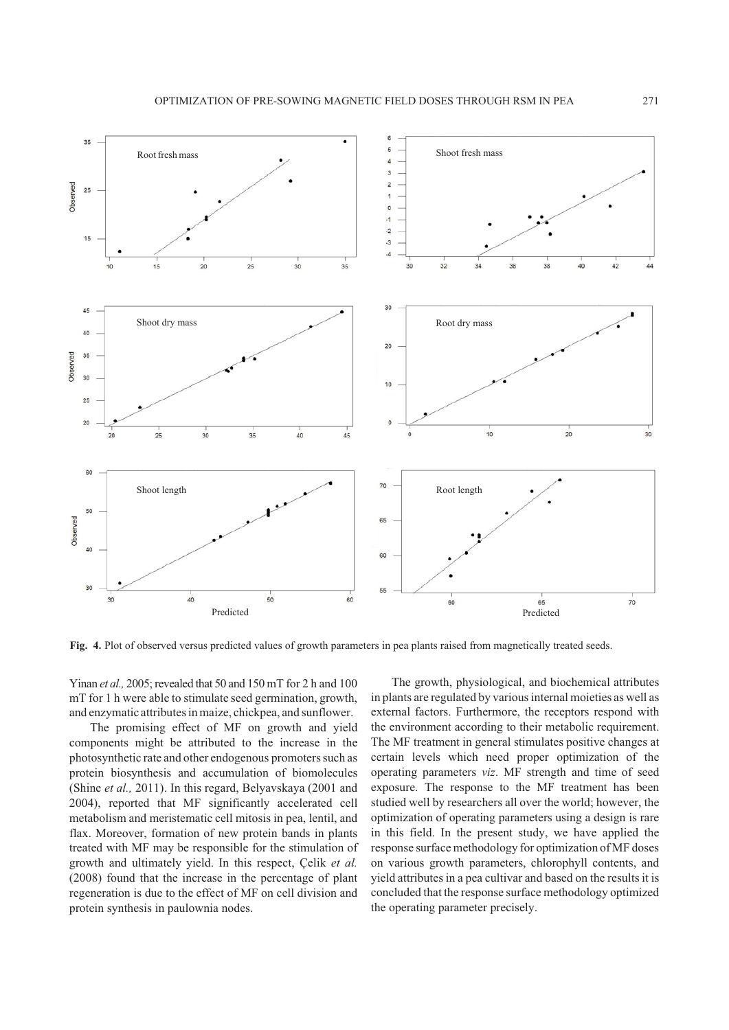**Fig. 4.** Plot of observed versus predicted values of growth parameters in pea plants raised from magnetically treated seeds.

Yinan *et al.,* 2005; revealed that 50 and 150 mT for 2 h and 100 mT for 1 h were able to stimulate seed germination, growth, and enzymatic attributes in maize, chickpea, and sunflower.

The promising effect of MF on growth and yield components might be attributed to the increase in the photosynthetic rate and other endogenous promoters such as protein biosynthesis and accumulation of biomolecules (Shine *et al.,* 2011). In this regard, Belyavskaya (2001 and 2004), reported that MF significantly accelerated cell metabolism and meristematic cell mitosis in pea, lentil, and flax. Moreover, formation of new protein bands in plants treated with MF may be responsible for the stimulation of growth and ultimately yield. In this respect, Çelik *et al.* (2008) found that the increase in the percentage of plant regeneration is due to the effect of MF on cell division and protein synthesis in paulownia nodes.

The growth, physiological, and biochemical attributes in plants are regulated by various internal moieties as well as external factors. Furthermore, the receptors respond with the environment according to their metabolic requirement. The MF treatment in general stimulates positive changes at certain levels which need proper optimization of the operating parameters *viz*. MF strength and time of seed exposure. The response to the MF treatment has been studied well by researchers all over the world; however, the optimization of operating parameters using a design is rare in this field. In the present study, we have applied the response surface methodology for optimization of MF doses on various growth parameters, chlorophyll contents, and yield attributes in a pea cultivar and based on the results it is concluded that the response surface methodology optimized the operating parameter precisely.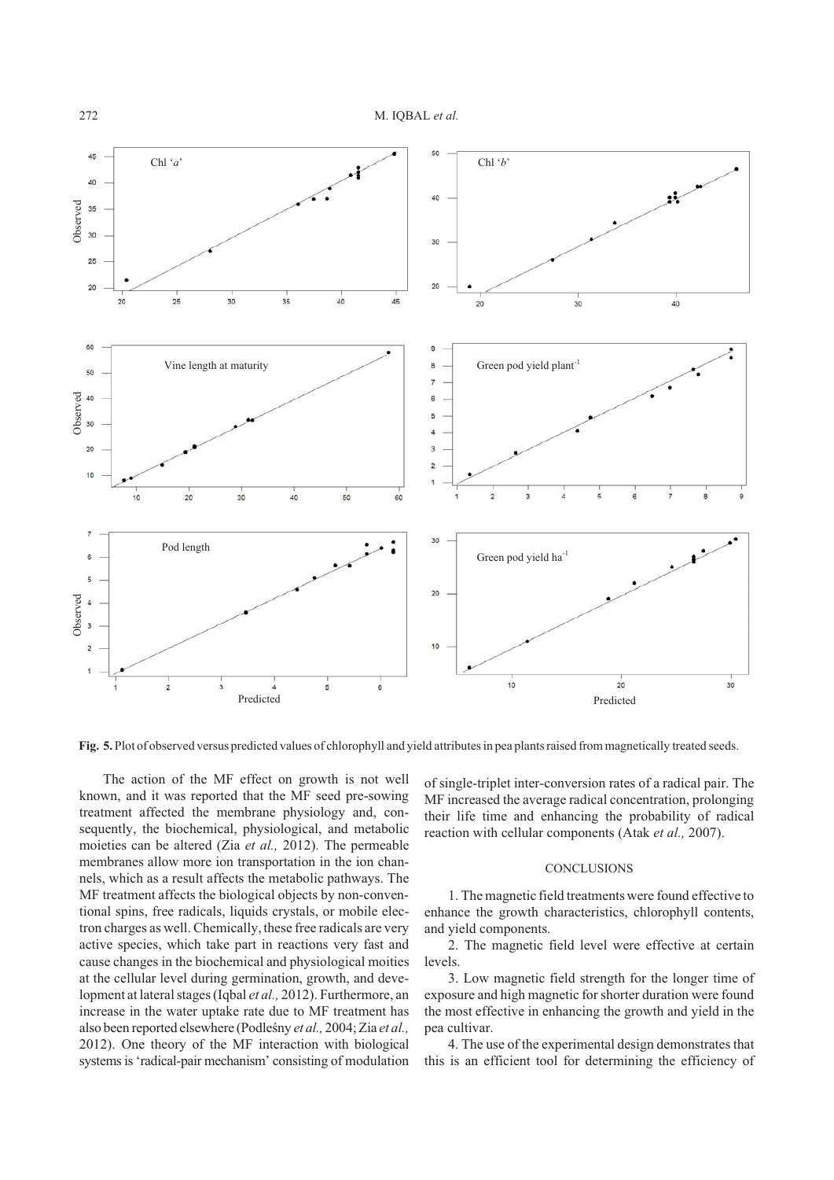**Fig. 5.** Plot of observed versus predicted values of chlorophyll and yield attributes in pea plants raised from magnetically treated seeds.

The action of the MF effect on growth is not well known, and it was reported that the MF seed pre-sowing treatment affected the membrane physiology and, consequently, the biochemical, physiological, and metabolic moieties can be altered (Zia *et al.,* 2012). The permeable membranes allow more ion transportation in the ion channels, which as a result affects the metabolic pathways. The MF treatment affects the biological objects by non-conventional spins, free radicals, liquids crystals, or mobile electron charges as well. Chemically, these free radicals are very active species, which take part in reactions very fast and cause changes in the biochemical and physiological moities at the cellular level during germination, growth, and development at lateral stages (Iqbal *et al.,* 2012). Furthermore, an increase in the water uptake rate due to MF treatment has also been reported elsewhere (Podleśny *et al.,* 2004; Zia *et al.,* 2012). One theory of the MF interaction with biological systems is 'radical-pair mechanism' consisting of modulation of single-triplet inter-conversion rates of a radical pair. The MF increased the average radical concentration, prolonging their life time and enhancing the probability of radical reaction with cellular components (Atak *et al.,* 2007).

## CONCLUSIONS

1. The magnetic field treatments were found effective to enhance the growth characteristics, chlorophyll contents, and yield components.

2. The magnetic field level were effective at certain levels.

3. Low magnetic field strength for the longer time of exposure and high magnetic for shorter duration were found the most effective in enhancing the growth and yield in the pea cultivar.

4. The use of the experimental design demonstrates that this is an efficient tool for determining the efficiency of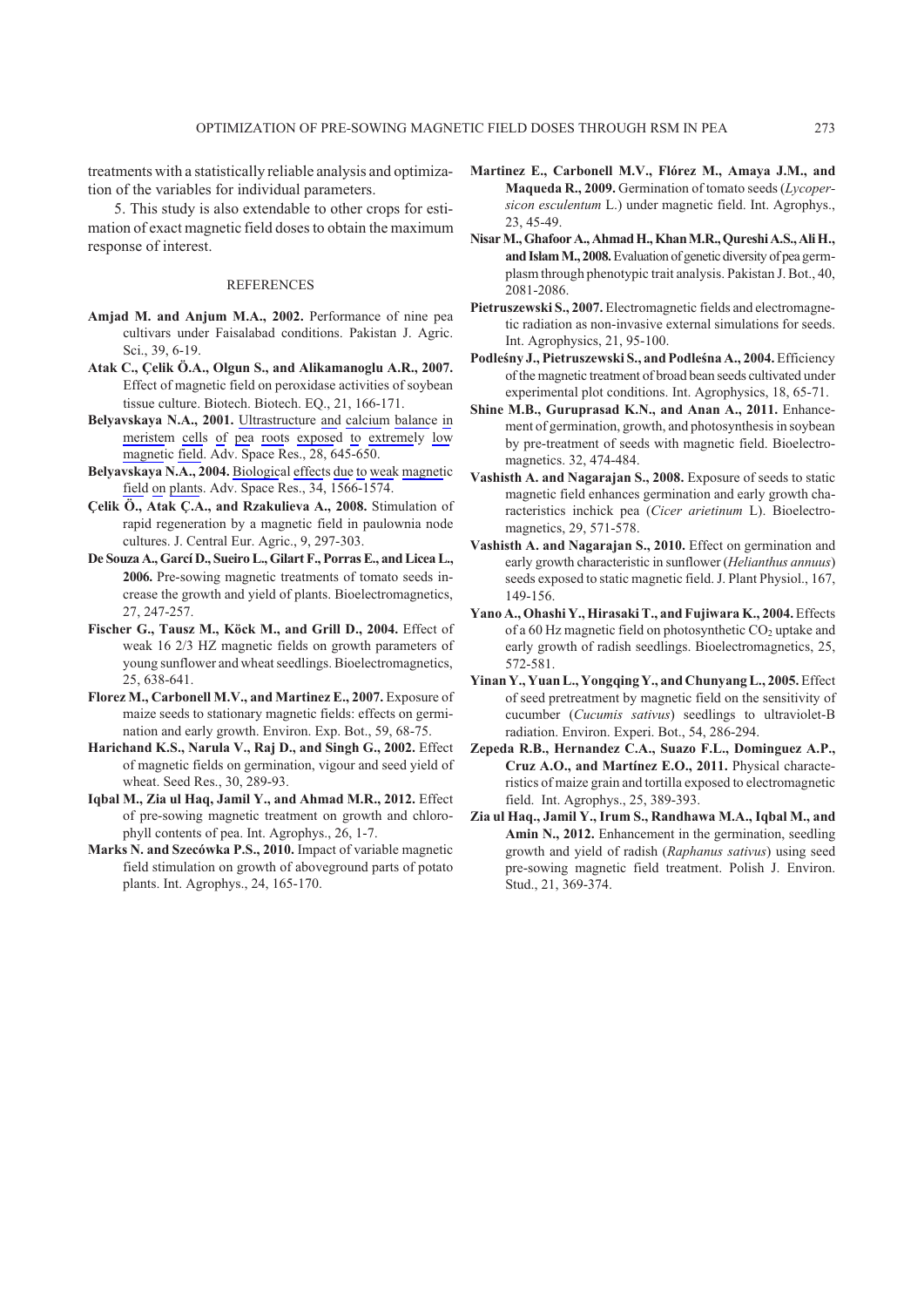treatments with a statistically reliable analysis and optimization of the variables for individual parameters.

5. This study is also extendable to other crops for estimation of exact magnetic field doses to obtain the maximum response of interest.

## REFERENCES

**Amjad M. and Anjum M.A., 2002.** Performance of nine pea cultivars under Faisalabad conditions. Pakistan J. Agric. Sci., 39, 6-19.

**Atak C., Çelik Ö.A., Olgun S., and Alikamanoglu A.R., 2007.** Effect of magnetic field on peroxidase activities of soybean tissue culture. Biotech. Biotech. EQ., 21, 166-171.

**Belyavskaya N.A., 2001.** Ultrastructure and calcium balance in meristem cells of pea roots exposed to extremely low magnetic field. Adv. Space Res., 28, 645-650.

**Belyavskaya N.A., 2004.** Biological effects due to weak magnetic field on plants. Adv. Space Res., 34, 1566-1574.

**Çelik Ö., Atak Ç.A., and Rzakulieva A., 2008.** Stimulation of rapid regeneration by a magnetic field in paulownia node cultures. J. Central Eur. Agric., 9, 297-303.

**De Souza A., Garcí D., Sueiro L., Gilart F., Porras E., and Licea L., 2006.** Pre-sowing magnetic treatments of tomato seeds increase the growth and yield of plants. Bioelectromagnetics, 27, 247-257.

**Fischer G., Tausz M., Köck M., and Grill D., 2004.** Effect of weak 16 2/3 HZ magnetic fields on growth parameters of young sunflower and wheat seedlings. Bioelectromagnetics, 25, 638-641.

**Florez M., Carbonell M.V., and Martinez E., 2007.** Exposure of maize seeds to stationary magnetic fields: effects on germination and early growth. Environ. Exp. Bot., 59, 68-75.

**Harichand K.S., Narula V., Raj D., and Singh G., 2002.** Effect of magnetic fields on germination, vigour and seed yield of wheat. Seed Res., 30, 289-93.

**Iqbal M., Zia ul Haq, Jamil Y., and Ahmad M.R., 2012.** Effect of pre-sowing magnetic treatment on growth and chlorophyll contents of pea. Int. Agrophys., 26, 1-7.

**Marks N. and Szecówka P.S., 2010.** Impact of variable magnetic field stimulation on growth of aboveground parts of potato plants. Int. Agrophys., 24, 165-170.

**Martinez E., Carbonell M.V., Flórez M., Amaya J.M., and Maqueda R., 2009.** Germination of tomato seeds (*Lycopersicon esculentum* L.) under magnetic field. Int. Agrophys., 23, 45-49.

**Nisar M., Ghafoor A., Ahmad H., Khan M.R., Qureshi A.S., Ali H., and Islam M., 2008.** Evaluation of genetic diversity of pea germplasm through phenotypic trait analysis. Pakistan J. Bot., 40, 2081-2086.

**Pietruszewski S., 2007.** Electromagnetic fields and electromagnetic radiation as non-invasive external simulations for seeds. Int. Agrophysics, 21, 95-100.

**Podleśny J., Pietruszewski S., and Podleśna A., 2004.** Efficiency of the magnetic treatment of broad bean seeds cultivated under experimental plot conditions. Int. Agrophysics, 18, 65-71.

**Shine M.B., Guruprasad K.N., and Anan A., 2011.** Enhancement of germination, growth, and photosynthesis in soybean by pre-treatment of seeds with magnetic field. Bioelectromagnetics. 32, 474-484.

**Vashisth A. and Nagarajan S., 2008.** Exposure of seeds to static magnetic field enhances germination and early growth characteristics inchick pea (*Cicer arietinum* L). Bioelectromagnetics, 29, 571-578.

**Vashisth A. and Nagarajan S., 2010.** Effect on germination and early growth characteristic in sunflower (*Helianthus annuus*) seeds exposed to static magnetic field. J. Plant Physiol., 167, 149-156.

**Yano A., Ohashi Y., Hirasaki T., and Fujiwara K., 2004.** Effects of a 60 Hz magnetic field on photosynthetic $CO_2$ uptake and early growth of radish seedlings. Bioelectromagnetics, 25, 572-581.

**Yinan Y., Yuan L., Yongqing Y., and Chunyang L., 2005.** Effect of seed pretreatment by magnetic field on the sensitivity of cucumber (*Cucumis sativus*) seedlings to ultraviolet-B radiation. Environ. Experi. Bot., 54, 286-294.

**Zepeda R.B., Hernandez C.A., Suazo F.L., Dominguez A.P., Cruz A.O., and Martínez E.O., 2011.** Physical characteristics of maize grain and tortilla exposed to electromagnetic field. Int. Agrophys., 25, 389-393.

**Zia ul Haq., Jamil Y., Irum S., Randhawa M.A., Iqbal M., and Amin N., 2012.** Enhancement in the germination, seedling growth and yield of radish (*Raphanus sativus*) using seed pre-sowing magnetic field treatment. Polish J. Environ. Stud., 21, 369-374.